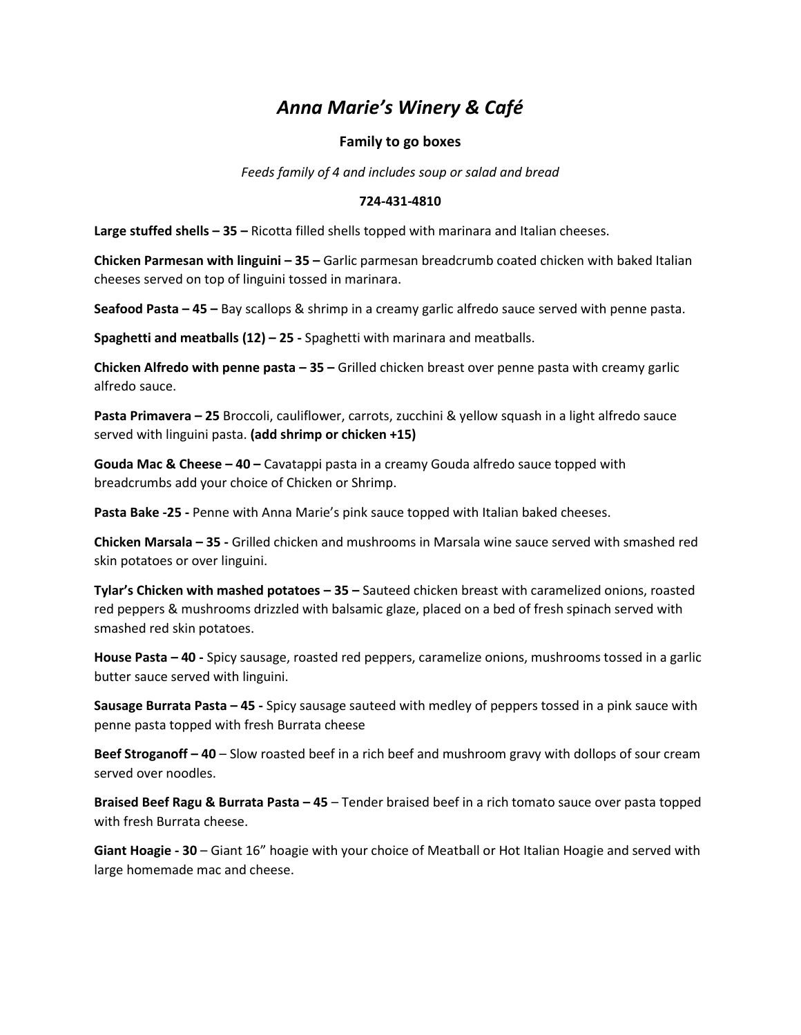# *Anna Marie's Winery & Café*

**Family to go boxes**

*Feeds family of 4 and includes soup or salad and bread*

**724-431-4810**

**Large stuffed shells – 35 –** Ricotta filled shells topped with marinara and Italian cheeses.

**Chicken Parmesan with linguini – 35 –** Garlic parmesan breadcrumb coated chicken with baked Italian cheeses served on top of linguini tossed in marinara.

**Seafood Pasta – 45 –** Bay scallops & shrimp in a creamy garlic alfredo sauce served with penne pasta.

**Spaghetti and meatballs (12) – 25 -** Spaghetti with marinara and meatballs.

**Chicken Alfredo with penne pasta – 35 –** Grilled chicken breast over penne pasta with creamy garlic alfredo sauce.

**Pasta Primavera – 25** Broccoli, cauliflower, carrots, zucchini & yellow squash in a light alfredo sauce served with linguini pasta. **(add shrimp or chicken +15)**

**Gouda Mac & Cheese – 40 –** Cavatappi pasta in a creamy Gouda alfredo sauce topped with breadcrumbs add your choice of Chicken or Shrimp.

**Pasta Bake -25 -** Penne with Anna Marie's pink sauce topped with Italian baked cheeses.

**Chicken Marsala – 35 -** Grilled chicken and mushrooms in Marsala wine sauce served with smashed red skin potatoes or over linguini.

**Tylar's Chicken with mashed potatoes – 35 –** Sauteed chicken breast with caramelized onions, roasted red peppers & mushrooms drizzled with balsamic glaze, placed on a bed of fresh spinach served with smashed red skin potatoes.

**House Pasta – 40 -** Spicy sausage, roasted red peppers, caramelize onions, mushrooms tossed in a garlic butter sauce served with linguini.

**Sausage Burrata Pasta – 45 -** Spicy sausage sauteed with medley of peppers tossed in a pink sauce with penne pasta topped with fresh Burrata cheese

**Beef Stroganoff – 40** – Slow roasted beef in a rich beef and mushroom gravy with dollops of sour cream served over noodles.

**Braised Beef Ragu & Burrata Pasta – 45** – Tender braised beef in a rich tomato sauce over pasta topped with fresh Burrata cheese.

**Giant Hoagie - 30** – Giant 16" hoagie with your choice of Meatball or Hot Italian Hoagie and served with large homemade mac and cheese.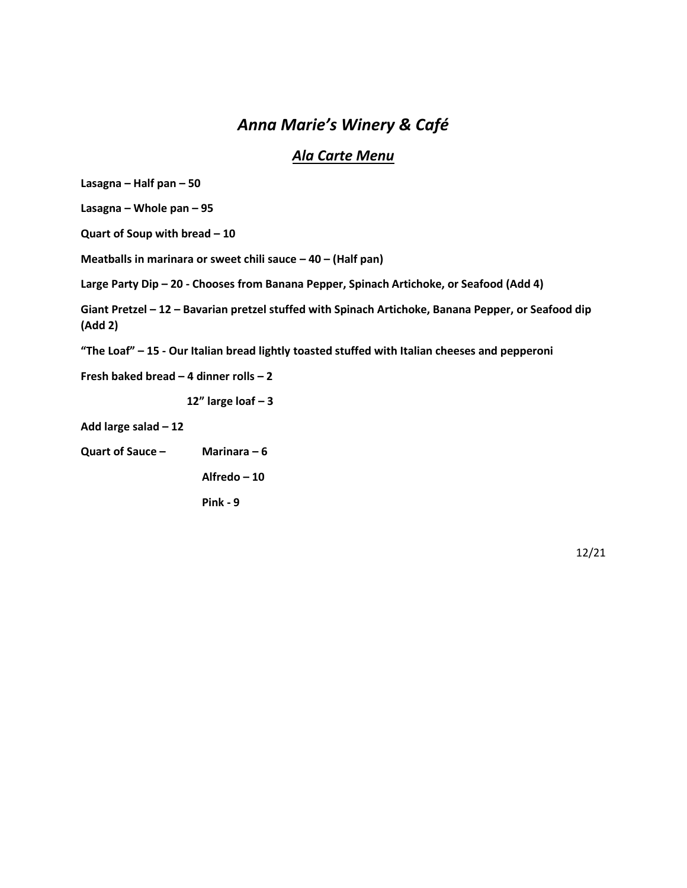# *Anna Marie's Winery & Café*

## ***Ala Carte Menu***

**Lasagna – Half pan – 50**

**Lasagna – Whole pan – 95**

**Quart of Soup with bread – 10**

**Meatballs in marinara or sweet chili sauce – 40 – (Half pan)**

**Large Party Dip – 20 - Chooses from Banana Pepper, Spinach Artichoke, or Seafood (Add 4)**

**Giant Pretzel – 12 – Bavarian pretzel stuffed with Spinach Artichoke, Banana Pepper, or Seafood dip (Add 2)**

**"The Loaf" – 15 - Our Italian bread lightly toasted stuffed with Italian cheeses and pepperoni**

**Fresh baked bread – 4 dinner rolls – 2**

**12" large loaf – 3**

**Add large salad – 12**

**Quart of Sauce – Marinara – 6**

**Alfredo – 10**

**Pink - 9**

12/21